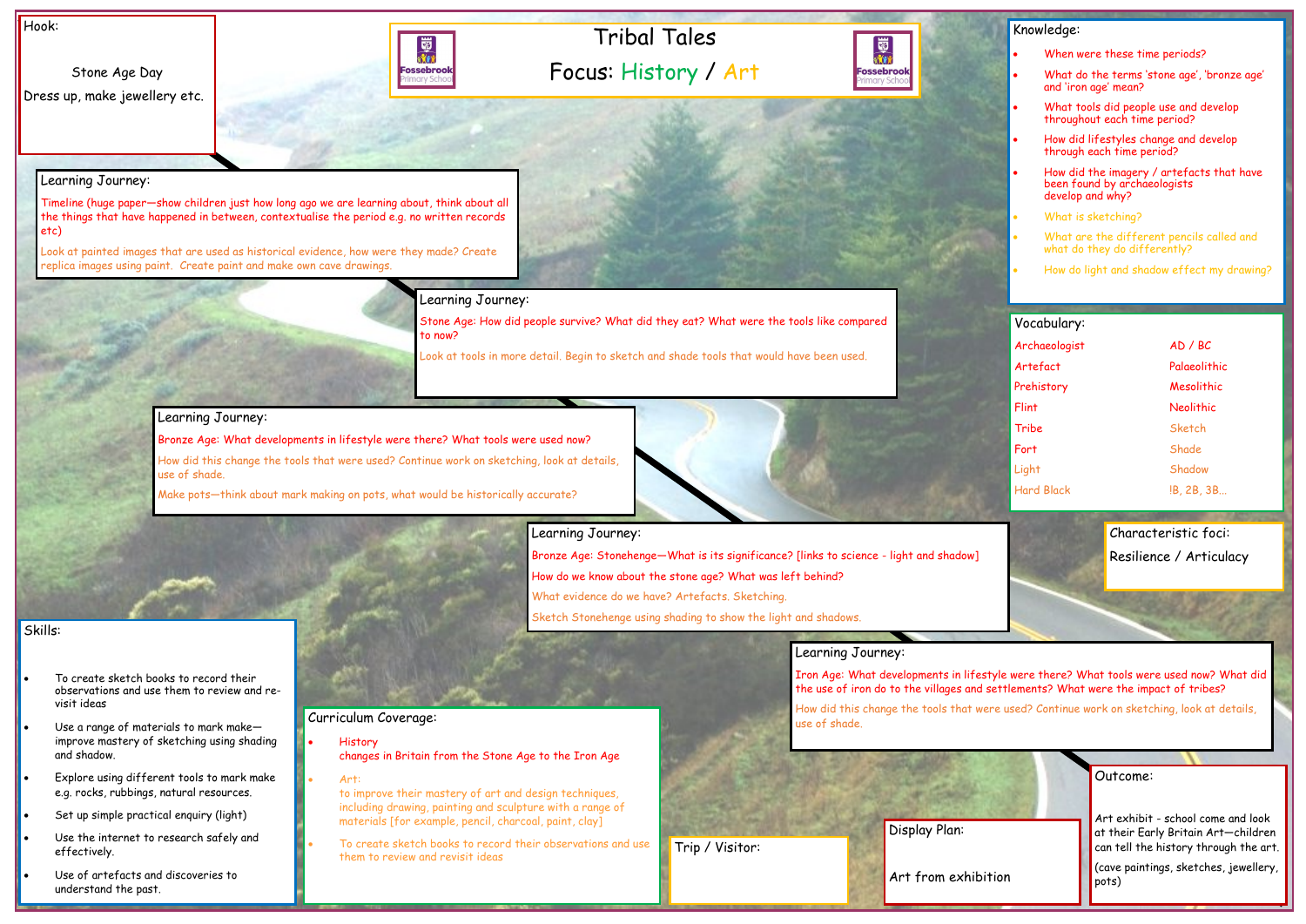# Tribal Tales

## Focus: History / Art

### Hook:

Stone Age Day

Dress up, make jewellery etc.

### Learning Journey:

Timeline (huge paper—show children just how long ago we are learning about, think about all the things that have happened in between, contextualise the period e.g. no written records etc)

Look at painted images that are used as historical evidence, how were they made? Create replica images using paint. Create paint and make own cave drawings.

### Learning Journey:

Stone Age: How did people survive? What did they eat? What were the tools like compared to now?

Look at tools in more detail. Begin to sketch and shade tools that would have been used.

### Learning Journey:

Bronze Age: What developments in lifestyle were there? What tools were used now?

How did this change the tools that were used? Continue work on sketching, look at details, use of shade.

Make pots—think about mark making on pots, what would be historically accurate?

### Learning Journey:

Bronze Age: Stonehenge—What is its significance? [links to science - light and shadow]

How do we know about the stone age? What was left behind?

What evidence do we have? Artefacts. Sketching.

Sketch Stonehenge using shading to show the light and shadows.

### Learning Journey:

Iron Age: What developments in lifestyle were there? What tools were used now? What did the use of iron do to the villages and settlements? What were the impact of tribes?

How did this change the tools that were used? Continue work on sketching, look at details, use of shade.

### Knowledge:

- When were these time periods?
- What do the terms 'stone age', 'bronze age' and 'iron age' mean?
- What tools did people use and develop throughout each time period?
- How did lifestyles change and develop through each time period?
- How did the imagery / artefacts that have been found by archaeologists develop and why?
- What is sketching?
- What are the different pencils called and what do they do differently?
- How do light and shadow effect my drawing?

### Vocabulary:

| | |
|---|---|
| Archaeologist | AD / BC |
| Artefact | Palaeolithic |
| Prehistory | Mesolithic |
| Flint | Neolithic |
| Tribe | Sketch |
| Fort | Shade |
| Light | Shadow |
| Hard Black | !B, 2B, 3B... |

### Characteristic foci:

Resilience / Articulacy

### Skills:

- To create sketch books to record their observations and use them to review and re-visit ideas
- Use a range of materials to mark make—improve mastery of sketching using shading and shadow.
- Explore using different tools to mark make e.g. rocks, rubbings, natural resources.
- Set up simple practical enquiry (light)
- Use the internet to research safely and effectively.
- Use of artefacts and discoveries to understand the past.

### Curriculum Coverage:

- History
  changes in Britain from the Stone Age to the Iron Age
- Art:
  to improve their mastery of art and design techniques, including drawing, painting and sculpture with a range of materials [for example, pencil, charcoal, paint, clay]
- To create sketch books to record their observations and use them to review and revisit ideas

### Trip / Visitor:

### Display Plan:

Art from exhibition

### Outcome:

Art exhibit - school come and look at their Early Britain Art—children can tell the history through the art.

(cave paintings, sketches, jewellery, pots)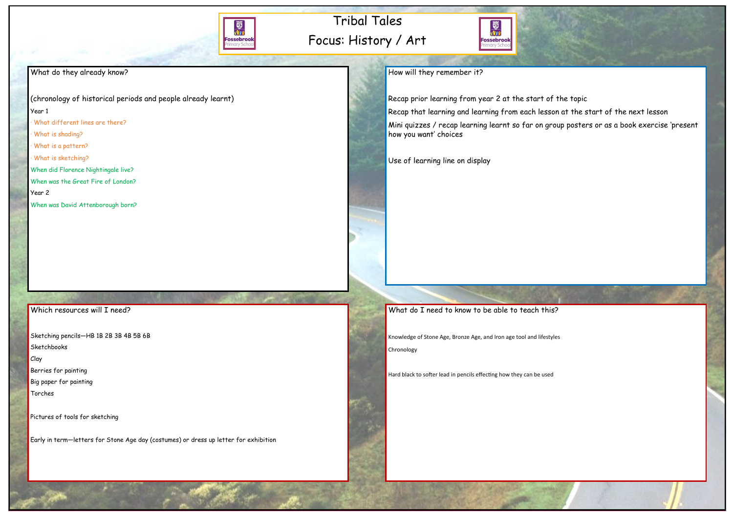# Tribal Tales

## Focus: History / Art

### What do they already know?

(chronology of historical periods and people already learnt)

Year 1

- What different lines are there?
- What is shading?
- What is a pattern?
- What is sketching?

When did Florence Nightingale live?

When was the Great Fire of London?

Year 2

When was David Attenborough born?

### How will they remember it?

Recap prior learning from year 2 at the start of the topic

Recap that learning and learning from each lesson at the start of the next lesson

Mini quizzes / recap learning learnt so far on group posters or as a book exercise 'present how you want' choices

Use of learning line on display

### Which resources will I need?

Sketching pencils—HB 1B 2B 3B 4B 5B 6B

Sketchbooks

Clay

Berries for painting

Big paper for painting

Torches

Pictures of tools for sketching

Early in term—letters for Stone Age day (costumes) or dress up letter for exhibition

### What do I need to know to be able to teach this?

Knowledge of Stone Age, Bronze Age, and Iron age tool and lifestyles

Chronology

Hard black to softer lead in pencils effecting how they can be used